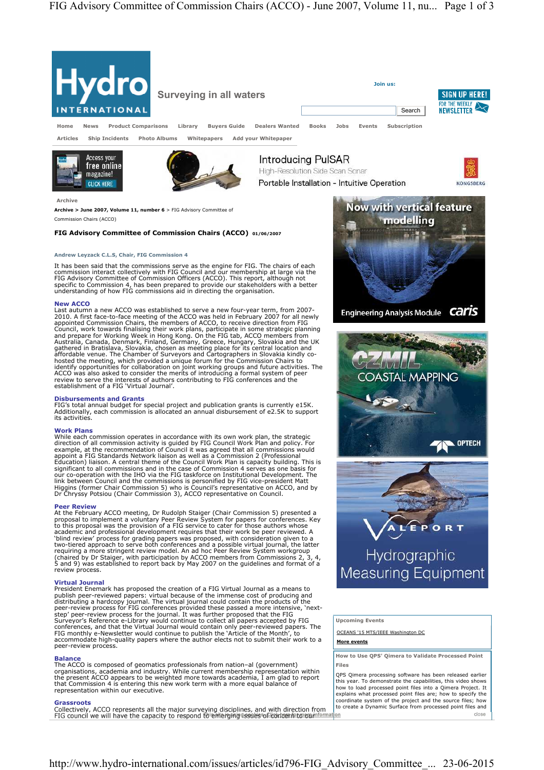Archive

Archive > June 2007, Volume 11, number 6 > FIG Advisory Committee of Commission Chairs (ACCO)

# FIG Advisory Committee of Commission Chairs (ACCO) 01/06/2007

**Andrew Leyzack C.L.S, Chair, FIG Commission 4**

It has been said that the commissions serve as the engine for FIG. The chairs of each commission interact collectively with FIG Council and our membership at large via the FIG Advisory Committee of Commission Officers (ACCO). This report, although not specific to Commission 4, has been prepared to provide our stakeholders with a better understanding of how FIG commissions aid in directing the organisation.

## New ACCO

Last autumn a new ACCO was established to serve a new four-year term, from 2007-2010. A first face-to-face meeting of the ACCO was held in February 2007 for all newly appointed Commission Chairs, with members of ACCO, to receive direction from FIG Council, work towards finalising their work plans, participate in some strategic planning and prepare for Working Week in Hong Kong. On the FIG tab, ACCO members from Australia, Canada, Denmark, Finland, Germany, Greece, Hungary, Slovakia and the UK gathered in Bratislava, Slovakia, chosen as meeting place for its central location and affordable venue. The Chamber of Surveyors and Cartographers in Slovakia kindly co-hosted the meeting, which provided a unique forum for the Commission Chairs to identify opportunities for collaboration on joint working groups and future activities. The ACCO was also asked to consider the merits of introducing a formal system of peer review to serve the interests of authors contributing to FIG conferences and the establishment of a FIG 'Virtual Journal'.

## Disbursements and Grants

FIG's total annual budget for special project and publication grants is currently e15K. Additionally, each commission is allocated an annual disbursement of e2.5K to support its activities.

## Work Plans

While each commission operates in accordance with its own work plan, the strategic direction of all commission activity is guided by FIG Council Work Plan and policy. For example, at the recommendation of Council it was agreed that all commissions would appoint a FIG Standards Network liaison as well as a Commission 2 (Professional Education) liaison. A central theme of the Council Work Plan is capacity building. This is significant to all commissions and in the case of Commission 4 serves as one basis for our co-operation with the IHO via the FIG taskforce on Institutional Development. The link between Council and the commissions is personified by FIG vice-president Matt Higgins (former Chair Commission 5) who is Council's representative on ACCO, and by Dr Chryssy Potsiou (Chair Commission 3), ACCO representative on Council.

## Peer Review

At the February ACCO meeting, Dr Rudolph Staiger (Chair Commission 5) presented a proposal to implement a voluntary Peer Review System for papers for conferences. Key to this proposal was the provision of a FIG service to cater for those authors whose academic and professional development requires that their work be peer reviewed. A 'blind review' process for grading papers was proposed, with consideration given to a two-tiered approach to serve both conferences and a possible virtual journal, the latter requiring a more stringent review model. An ad hoc Peer Review System workgroup (chaired by Dr Staiger, with participation by ACCO members from Commissions 2, 3, 4, 5 and 9) was established to report back by May 2007 on the guidelines and format of a review process.

## Virtual Journal

President Enemark has proposed the creation of a FIG Virtual Journal as a means to publish peer-reviewed papers: virtual because of the immense cost of producing and distributing a hardcopy journal. The virtual journal could contain the products of the peer-review process for FIG conferences provided these passed a more intensive, 'next-step' peer-review process for the journal. It was further proposed that the FIG Surveyor's Reference e-Library would continue to collect all papers accepted by FIG conferences, and that the Virtual Journal would contain only peer-reviewed papers. The FIG monthly e-Newsletter would continue to publish the 'Article of the Month', to accommodate high-quality papers where the author elects not to submit their work to a peer-review process.

## Balance

The ACCO is composed of geomatics professionals from nation–al (government) organisations, academia and industry. While current membership representation within the present ACCO appears to be weighted more towards academia, I am glad to report that Commission 4 is entering this new work term with a more equal balance of representation within our executive.

## Grassroots

Collectively, ACCO represents all the major surveying disciplines, and with direction from FIG council we will have the capacity to respond to emerging issues of concern to our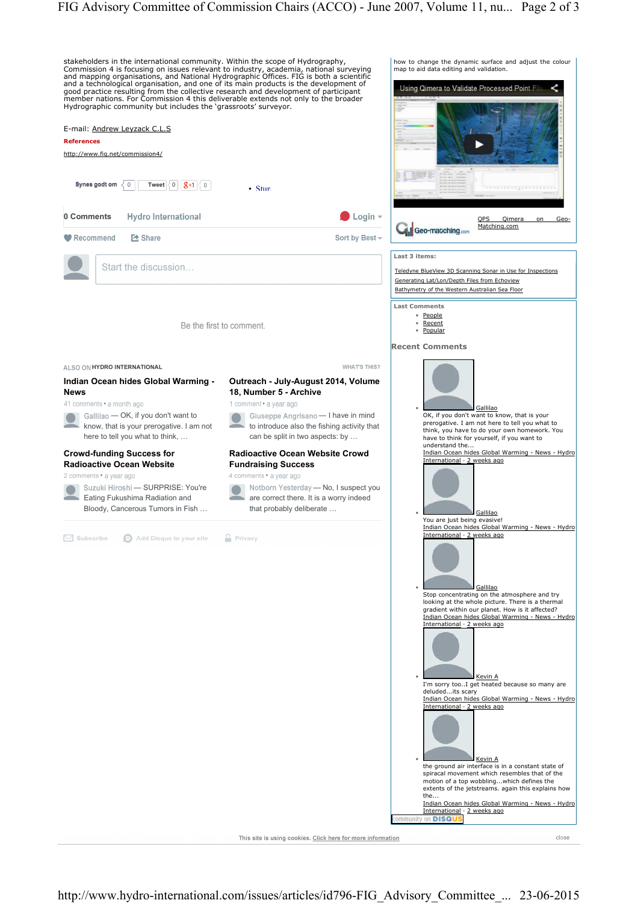stakeholders in the international community. Within the scope of Hydrography, Commission 4 is focusing on issues relevant to industry, academia, national surveying and mapping organisations, and National Hydrographic Offices. FIG is both a scientific and a technological organisation, and one of its main products is the development of good practice resulting from the collective research and development of participant member nations. For Commission 4 this deliverable extends not only to the broader Hydrographic community but includes the 'grassroots' surveyor.

E-mail: Andrew Leyzack C.L.S

**References**

http://www.fig.net/commission4/

Synes godt om 0 Tweet 0 g+1 0

- Stur

**0 Comments** Hydro International Login

Recommend Share Sort by Best

Start the discussion...

Be the first to comment.

ALSO ON HYDRO INTERNATIONAL WHAT'S THIS?

**Indian Ocean hides Global Warming - News**
41 comments • a month ago
Gallilao — OK, if you don't want to know, that is your prerogative. I am not here to tell you what to think, …

**Outreach - July-August 2014, Volume 18, Number 5 - Archive**
1 comment • a year ago
Giuseppe Angrisano — I have in mind to introduce also the fishing activity that can be split in two aspects: by …

**Crowd-funding Success for Radioactive Ocean Website**
2 comments • a year ago
Suzuki Hiroshi — SURPRISE: You're Eating Fukushima Radiation and Bloody, Cancerous Tumors in Fish …

**Radioactive Ocean Website Crowd Fundraising Success**
4 comments • a year ago
Notborn Yesterday — No, I suspect you are correct there. It is a worry indeed that probably deliberate …

Subscribe Add Disqus to your site Privacy

how to change the dynamic surface and adjust the colour map to aid data editing and validation.

Using Qimera to Validate Processed Point File

QPS Qimera on Geo-Matching.com

**Last 3 items:**

Teledyne BlueView 3D Scanning Sonar in Use for Inspections
Generating Lat/Lon/Depth Files from Echoview
Bathymetry of the Western Australian Sea Floor

**Last Comments**

- People
- Recent
- Popular

**Recent Comments**

- Gallilao
  OK, if you don't want to know, that is your prerogative. I am not here to tell you what to think, you have to do your own homework. You have to think for yourself, if you want to understand the...
  Indian Ocean hides Global Warming - News - Hydro International · 2 weeks ago
- Gallilao
  You are just being evasive!
  Indian Ocean hides Global Warming - News - Hydro International · 2 weeks ago
- Gallilao
  Stop concentrating on the atmosphere and try looking at the whole picture. There is a thermal gradient within our planet. How is it affected?
  Indian Ocean hides Global Warming - News - Hydro International · 2 weeks ago
- Kevin A
  I'm sorry too..I get heated because so many are deluded...its scary
  Indian Ocean hides Global Warming - News - Hydro International · 2 weeks ago
- Kevin A
  the ground air interface is in a constant state of spiracal movement which resembles that of the motion of a top wobbling...which defines the extents of the jetstreams. again this explains how the...
  Indian Ocean hides Global Warming - News - Hydro International · 2 weeks ago

community on DISQUS

This site is using cookies. Click here for more information close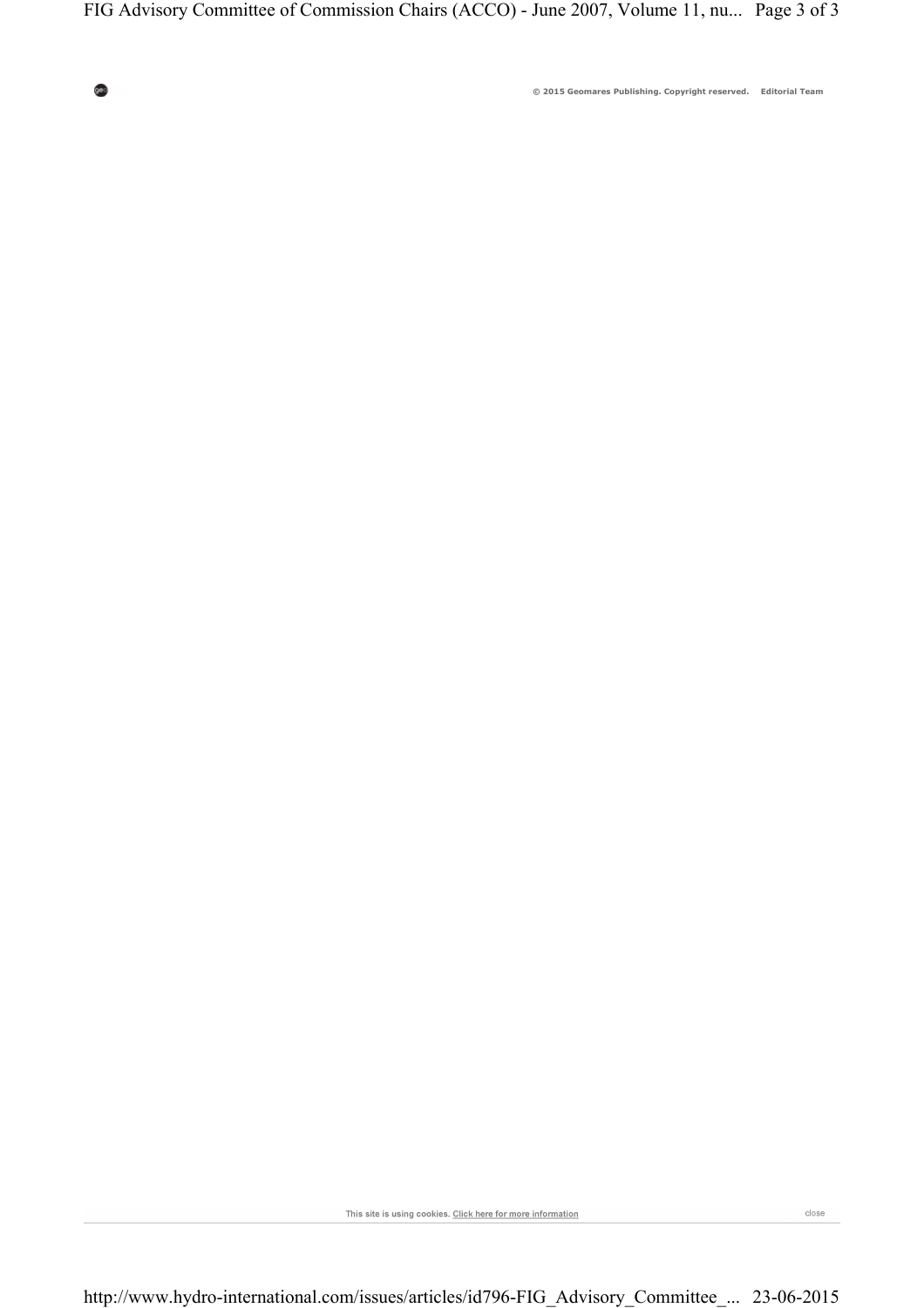© 2015 Geomares Publishing. Copyright reserved. Editorial Team

This site is using cookies. Click here for more information

close